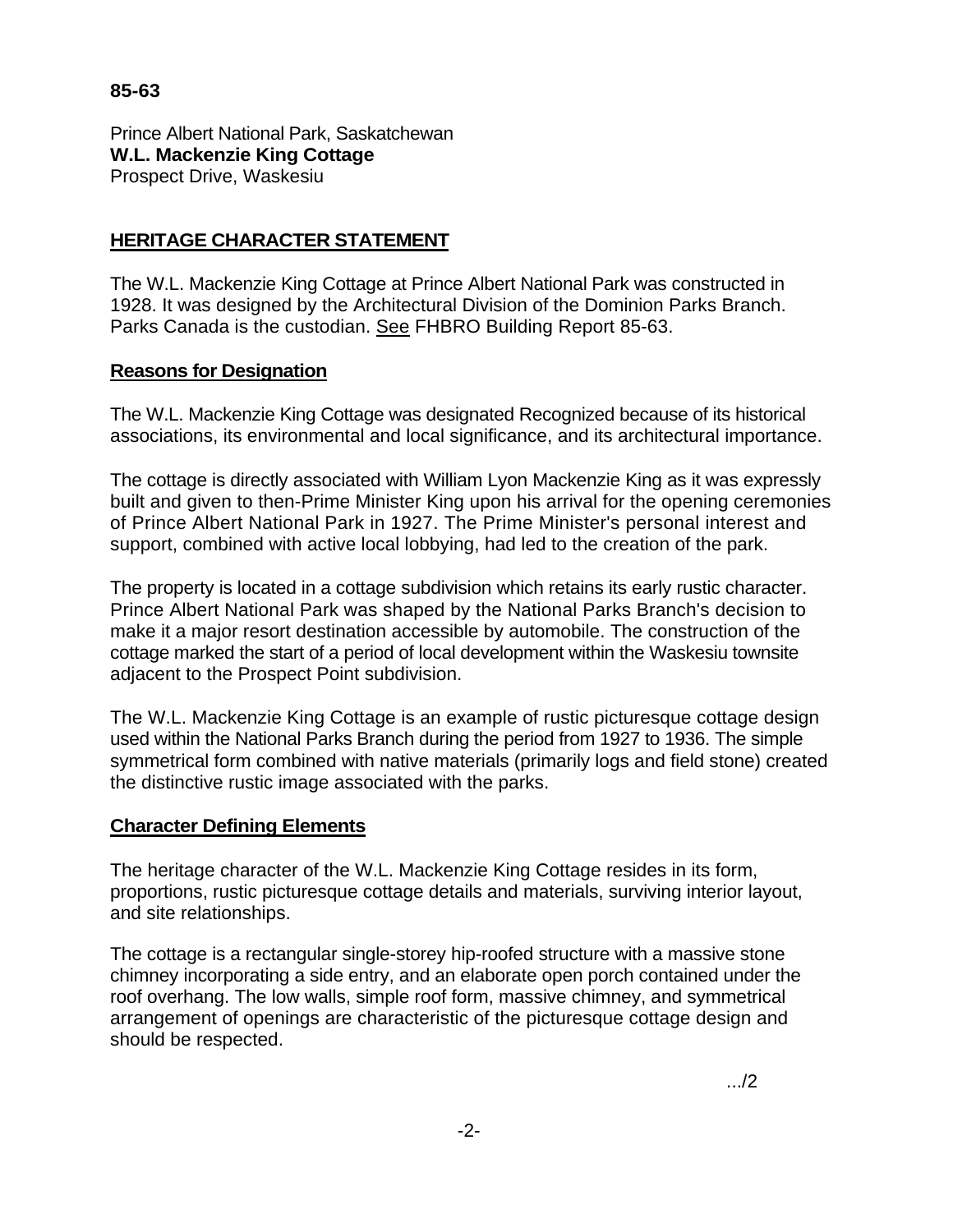**85-63**

Prince Albert National Park, Saskatchewan
**W.L. Mackenzie King Cottage**
Prospect Drive, Waskesiu

## HERITAGE CHARACTER STATEMENT

The W.L. Mackenzie King Cottage at Prince Albert National Park was constructed in 1928. It was designed by the Architectural Division of the Dominion Parks Branch. Parks Canada is the custodian. See FHBRO Building Report 85-63.

### Reasons for Designation

The W.L. Mackenzie King Cottage was designated Recognized because of its historical associations, its environmental and local significance, and its architectural importance.

The cottage is directly associated with William Lyon Mackenzie King as it was expressly built and given to then-Prime Minister King upon his arrival for the opening ceremonies of Prince Albert National Park in 1927. The Prime Minister's personal interest and support, combined with active local lobbying, had led to the creation of the park.

The property is located in a cottage subdivision which retains its early rustic character. Prince Albert National Park was shaped by the National Parks Branch's decision to make it a major resort destination accessible by automobile. The construction of the cottage marked the start of a period of local development within the Waskesiu townsite adjacent to the Prospect Point subdivision.

The W.L. Mackenzie King Cottage is an example of rustic picturesque cottage design used within the National Parks Branch during the period from 1927 to 1936. The simple symmetrical form combined with native materials (primarily logs and field stone) created the distinctive rustic image associated with the parks.

### Character Defining Elements

The heritage character of the W.L. Mackenzie King Cottage resides in its form, proportions, rustic picturesque cottage details and materials, surviving interior layout, and site relationships.

The cottage is a rectangular single-storey hip-roofed structure with a massive stone chimney incorporating a side entry, and an elaborate open porch contained under the roof overhang. The low walls, simple roof form, massive chimney, and symmetrical arrangement of openings are characteristic of the picturesque cottage design and should be respected.

.../2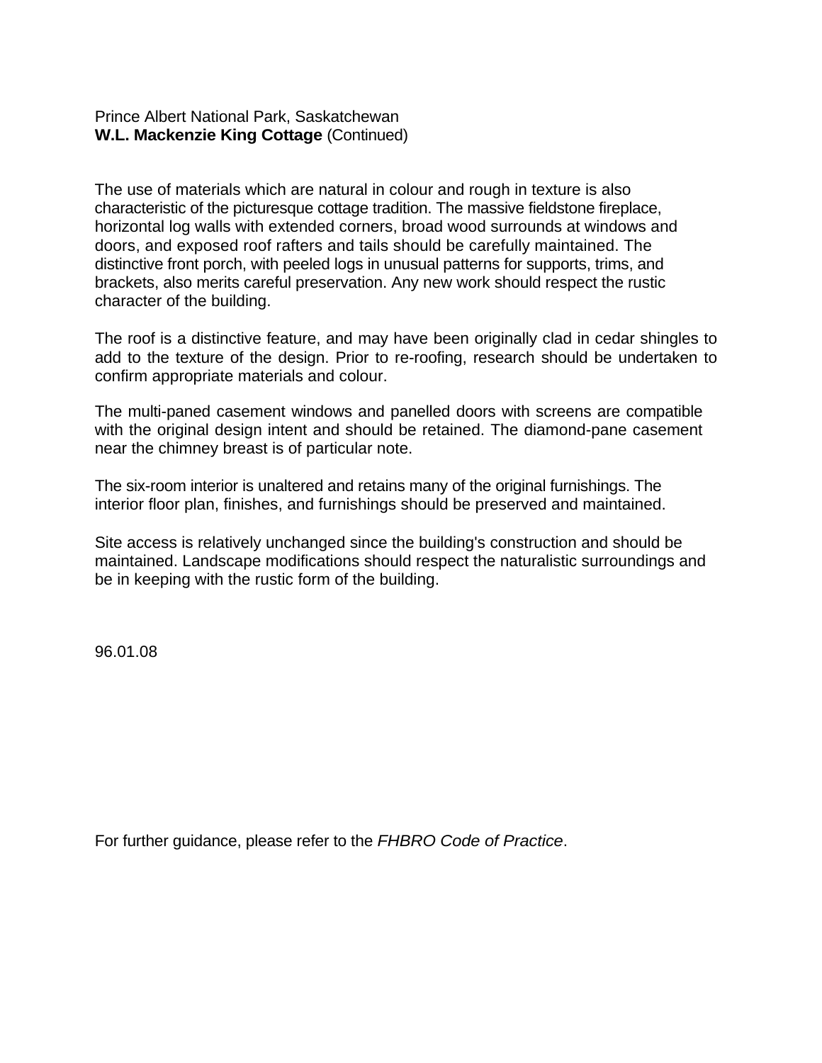Prince Albert National Park, Saskatchewan
**W.L. Mackenzie King Cottage** (Continued)

The use of materials which are natural in colour and rough in texture is also characteristic of the picturesque cottage tradition. The massive fieldstone fireplace, horizontal log walls with extended corners, broad wood surrounds at windows and doors, and exposed roof rafters and tails should be carefully maintained. The distinctive front porch, with peeled logs in unusual patterns for supports, trims, and brackets, also merits careful preservation. Any new work should respect the rustic character of the building.

The roof is a distinctive feature, and may have been originally clad in cedar shingles to add to the texture of the design. Prior to re-roofing, research should be undertaken to confirm appropriate materials and colour.

The multi-paned casement windows and panelled doors with screens are compatible with the original design intent and should be retained. The diamond-pane casement near the chimney breast is of particular note.

The six-room interior is unaltered and retains many of the original furnishings. The interior floor plan, finishes, and furnishings should be preserved and maintained.

Site access is relatively unchanged since the building's construction and should be maintained. Landscape modifications should respect the naturalistic surroundings and be in keeping with the rustic form of the building.

96.01.08

For further guidance, please refer to the *FHBRO Code of Practice*.